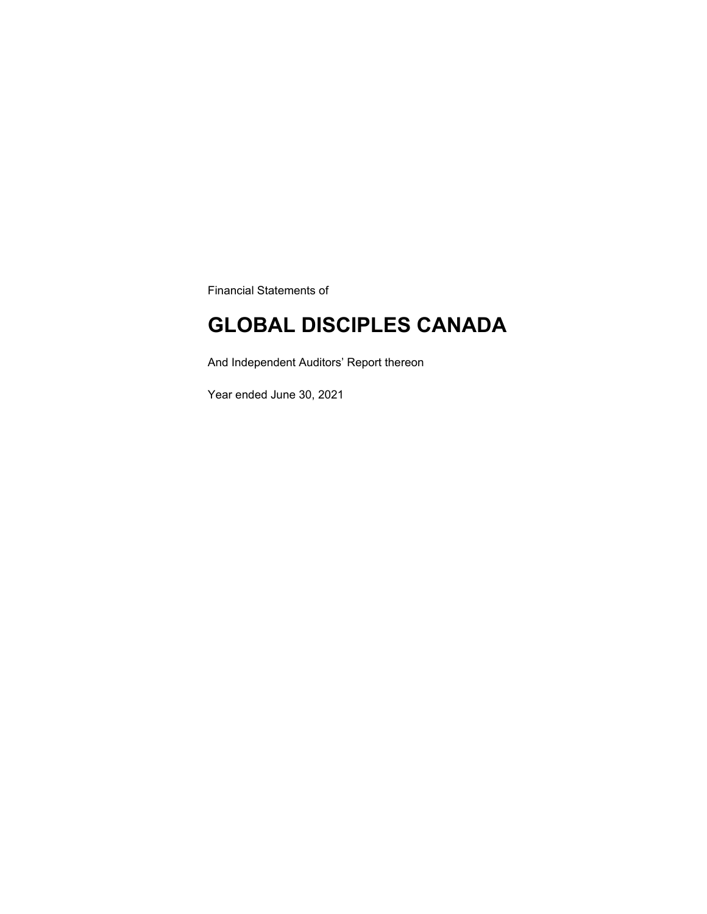Financial Statements of

# GLOBAL DISCIPLES CANADA

And Independent Auditors’ Report thereon

Year ended June 30, 2021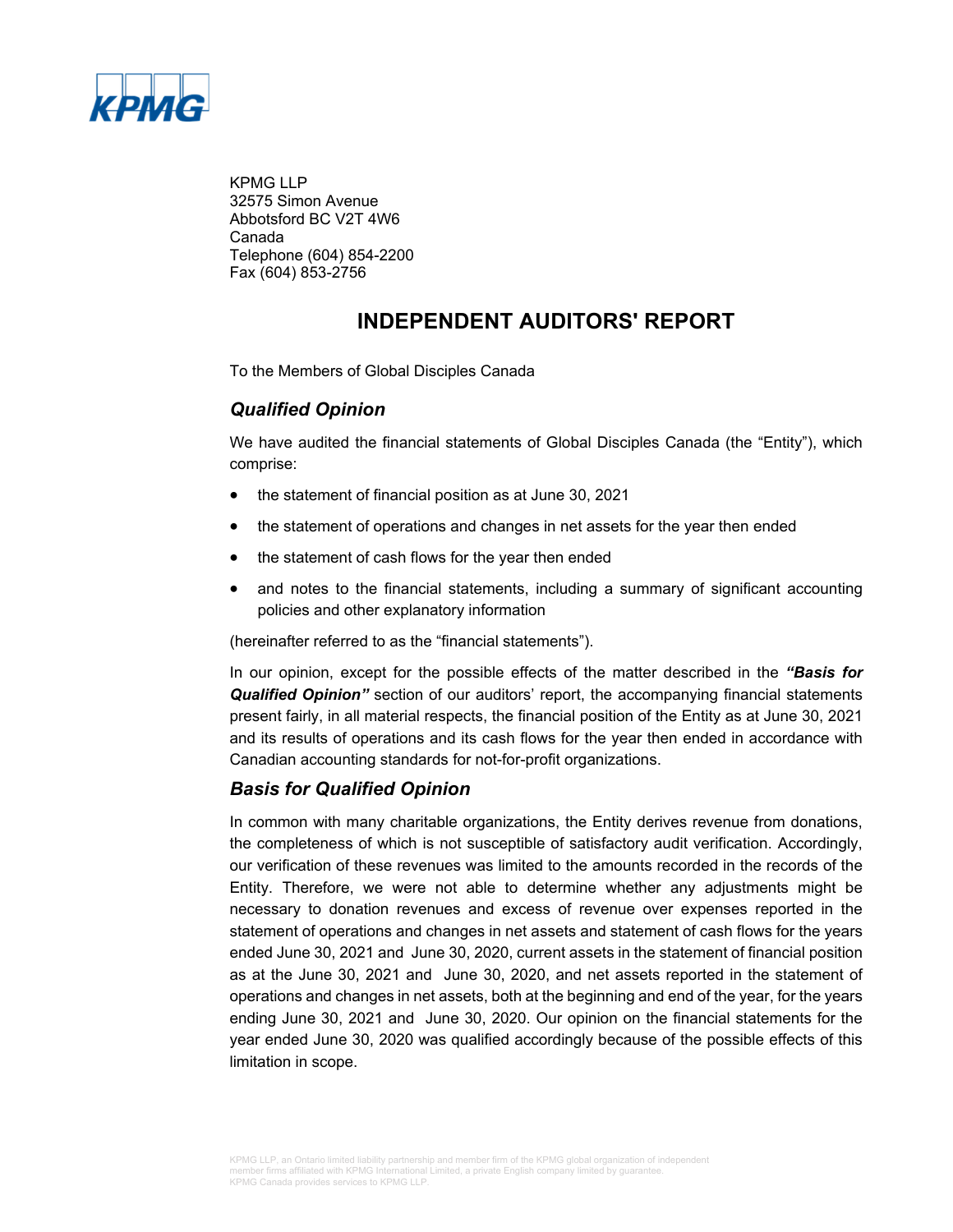KPMG LLP
32575 Simon Avenue
Abbotsford BC V2T 4W6
Canada
Telephone (604) 854-2200
Fax (604) 853-2756

# INDEPENDENT AUDITORS' REPORT

To the Members of Global Disciples Canada

## *Qualified Opinion*

We have audited the financial statements of Global Disciples Canada (the "Entity"), which comprise:

- the statement of financial position as at June 30, 2021
- the statement of operations and changes in net assets for the year then ended
- the statement of cash flows for the year then ended
- and notes to the financial statements, including a summary of significant accounting policies and other explanatory information

(hereinafter referred to as the "financial statements").

In our opinion, except for the possible effects of the matter described in the ***"Basis for Qualified Opinion"*** section of our auditors' report, the accompanying financial statements present fairly, in all material respects, the financial position of the Entity as at June 30, 2021 and its results of operations and its cash flows for the year then ended in accordance with Canadian accounting standards for not-for-profit organizations.

## *Basis for Qualified Opinion*

In common with many charitable organizations, the Entity derives revenue from donations, the completeness of which is not susceptible of satisfactory audit verification. Accordingly, our verification of these revenues was limited to the amounts recorded in the records of the Entity. Therefore, we were not able to determine whether any adjustments might be necessary to donation revenues and excess of revenue over expenses reported in the statement of operations and changes in net assets and statement of cash flows for the years ended June 30, 2021 and June 30, 2020, current assets in the statement of financial position as at the June 30, 2021 and June 30, 2020, and net assets reported in the statement of operations and changes in net assets, both at the beginning and end of the year, for the years ending June 30, 2021 and June 30, 2020. Our opinion on the financial statements for the year ended June 30, 2020 was qualified accordingly because of the possible effects of this limitation in scope.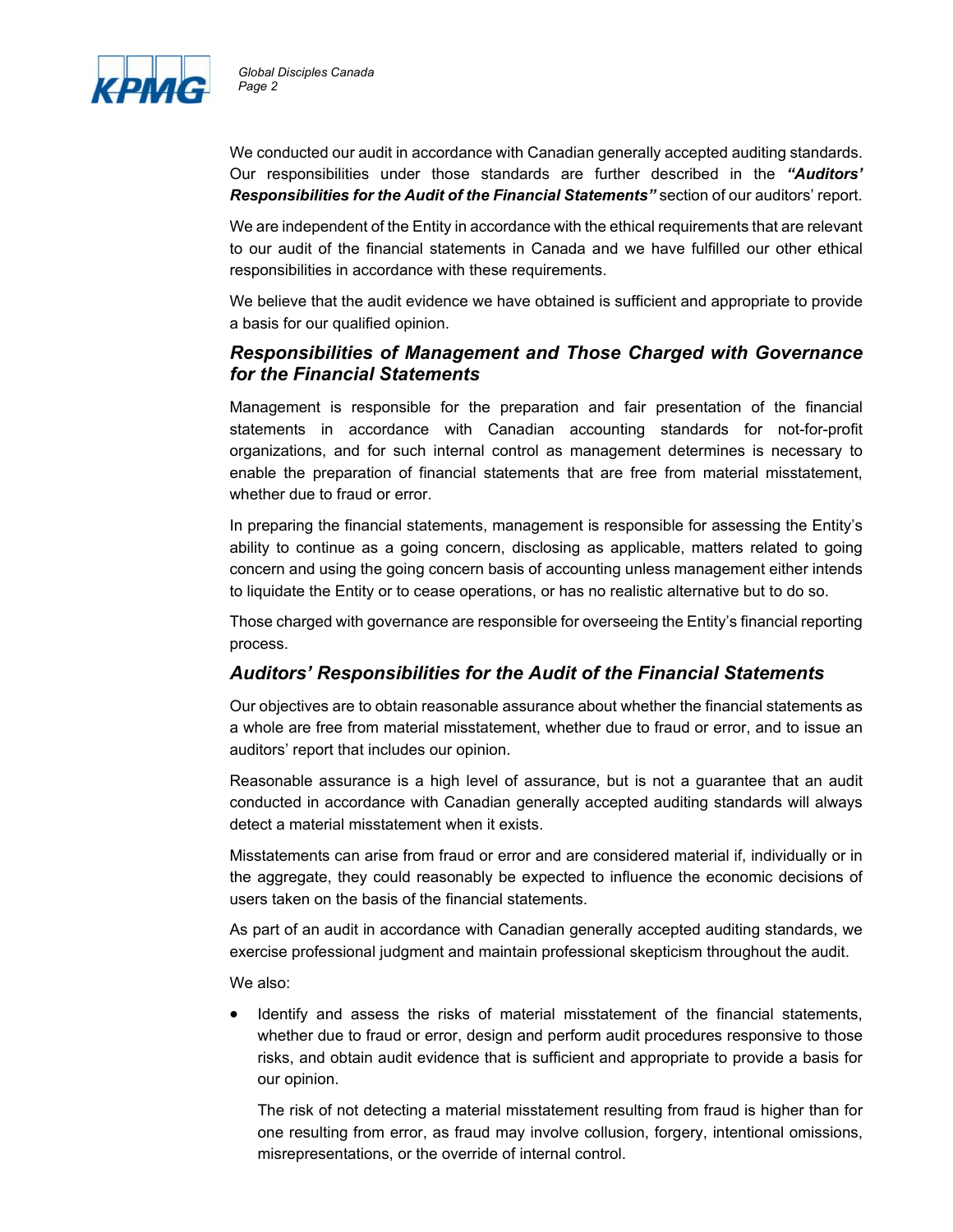We conducted our audit in accordance with Canadian generally accepted auditing standards. Our responsibilities under those standards are further described in the ***"Auditors' Responsibilities for the Audit of the Financial Statements"*** section of our auditors' report.

We are independent of the Entity in accordance with the ethical requirements that are relevant to our audit of the financial statements in Canada and we have fulfilled our other ethical responsibilities in accordance with these requirements.

We believe that the audit evidence we have obtained is sufficient and appropriate to provide a basis for our qualified opinion.

## *Responsibilities of Management and Those Charged with Governance for the Financial Statements*

Management is responsible for the preparation and fair presentation of the financial statements in accordance with Canadian accounting standards for not-for-profit organizations, and for such internal control as management determines is necessary to enable the preparation of financial statements that are free from material misstatement, whether due to fraud or error.

In preparing the financial statements, management is responsible for assessing the Entity's ability to continue as a going concern, disclosing as applicable, matters related to going concern and using the going concern basis of accounting unless management either intends to liquidate the Entity or to cease operations, or has no realistic alternative but to do so.

Those charged with governance are responsible for overseeing the Entity's financial reporting process.

## *Auditors' Responsibilities for the Audit of the Financial Statements*

Our objectives are to obtain reasonable assurance about whether the financial statements as a whole are free from material misstatement, whether due to fraud or error, and to issue an auditors' report that includes our opinion.

Reasonable assurance is a high level of assurance, but is not a guarantee that an audit conducted in accordance with Canadian generally accepted auditing standards will always detect a material misstatement when it exists.

Misstatements can arise from fraud or error and are considered material if, individually or in the aggregate, they could reasonably be expected to influence the economic decisions of users taken on the basis of the financial statements.

As part of an audit in accordance with Canadian generally accepted auditing standards, we exercise professional judgment and maintain professional skepticism throughout the audit.

We also:

- Identify and assess the risks of material misstatement of the financial statements, whether due to fraud or error, design and perform audit procedures responsive to those risks, and obtain audit evidence that is sufficient and appropriate to provide a basis for our opinion.

  The risk of not detecting a material misstatement resulting from fraud is higher than for one resulting from error, as fraud may involve collusion, forgery, intentional omissions, misrepresentations, or the override of internal control.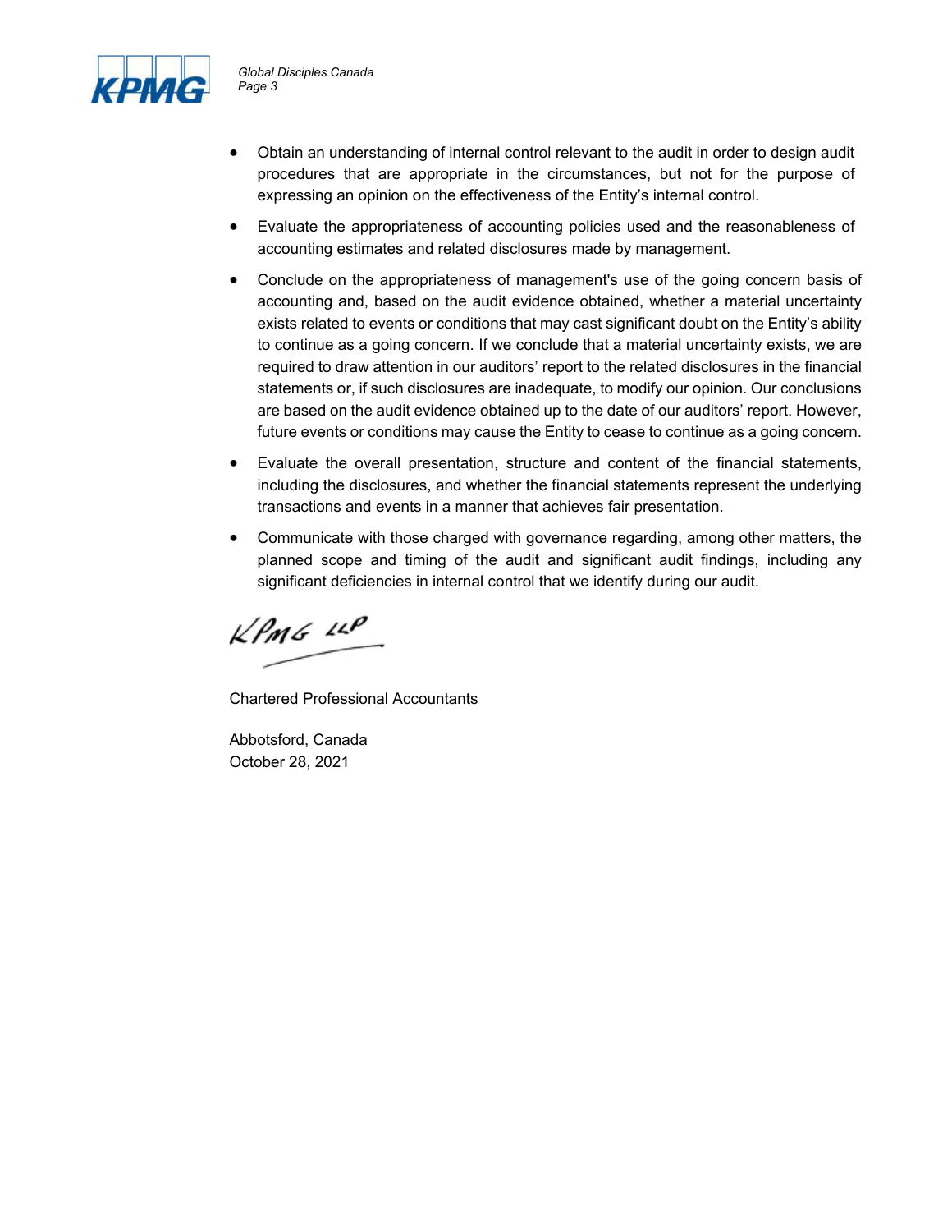- Obtain an understanding of internal control relevant to the audit in order to design audit procedures that are appropriate in the circumstances, but not for the purpose of expressing an opinion on the effectiveness of the Entity's internal control.
- Evaluate the appropriateness of accounting policies used and the reasonableness of accounting estimates and related disclosures made by management.
- Conclude on the appropriateness of management's use of the going concern basis of accounting and, based on the audit evidence obtained, whether a material uncertainty exists related to events or conditions that may cast significant doubt on the Entity's ability to continue as a going concern. If we conclude that a material uncertainty exists, we are required to draw attention in our auditors' report to the related disclosures in the financial statements or, if such disclosures are inadequate, to modify our opinion. Our conclusions are based on the audit evidence obtained up to the date of our auditors' report. However, future events or conditions may cause the Entity to cease to continue as a going concern.
- Evaluate the overall presentation, structure and content of the financial statements, including the disclosures, and whether the financial statements represent the underlying transactions and events in a manner that achieves fair presentation.
- Communicate with those charged with governance regarding, among other matters, the planned scope and timing of the audit and significant audit findings, including any significant deficiencies in internal control that we identify during our audit.

KPMG LLP

Chartered Professional Accountants

Abbotsford, Canada
October 28, 2021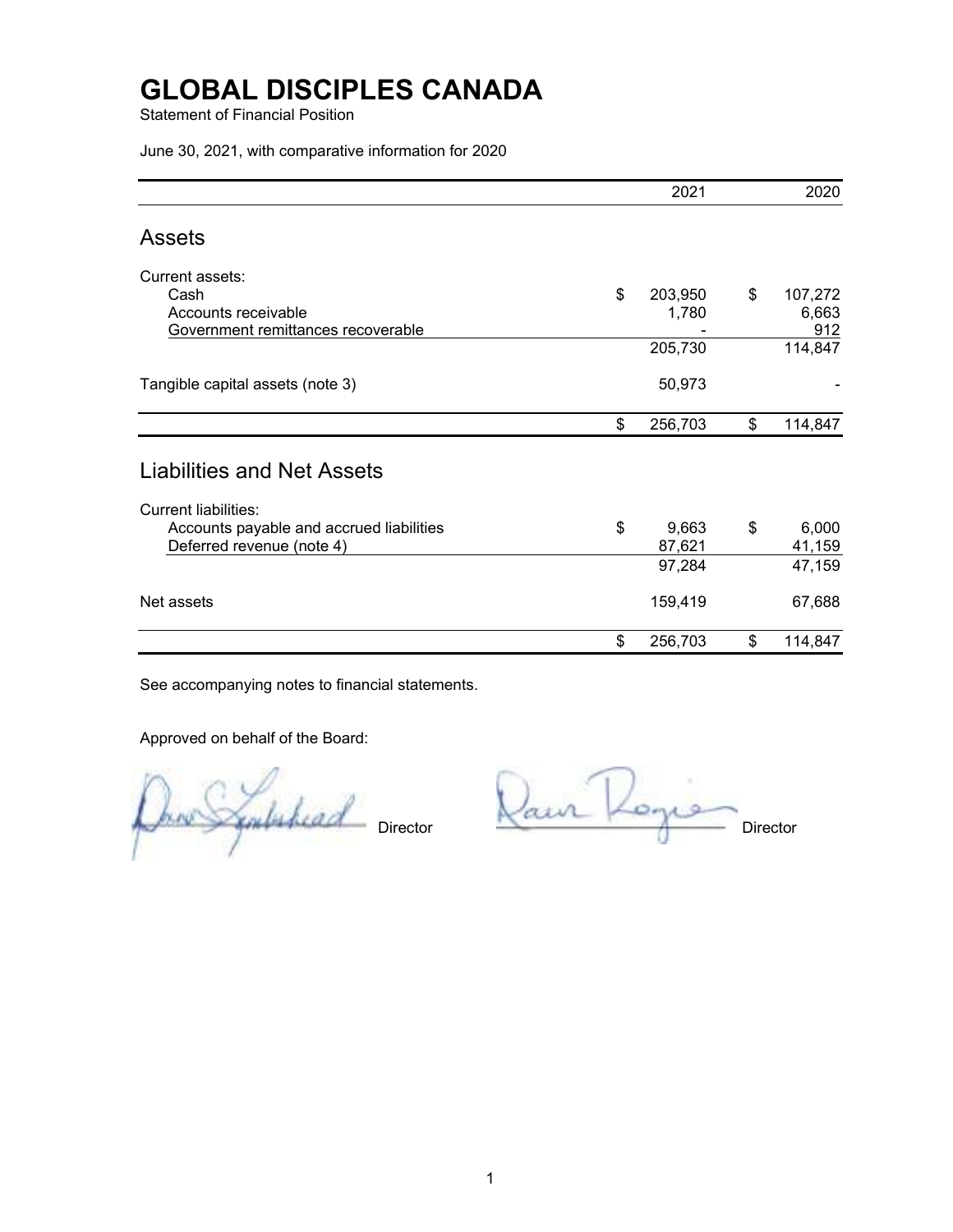# GLOBAL DISCIPLES CANADA

Statement of Financial Position

June 30, 2021, with comparative information for 2020

| | 2021 | 2020 |
|---|---|---|
| **Assets** | | |
| Current assets: | | |
| Cash | $ 203,950 | $ 107,272 |
| Accounts receivable | 1,780 | 6,663 |
| Government remittances recoverable | - | 912 |
| | 205,730 | 114,847 |
| Tangible capital assets (note 3) | 50,973 | - |
| | $ 256,703 | $ 114,847 |
| **Liabilities and Net Assets** | | |
| Current liabilities: | | |
| Accounts payable and accrued liabilities | $ 9,663 | $ 6,000 |
| Deferred revenue (note 4) | 87,621 | 41,159 |
| | 97,284 | 47,159 |
| Net assets | 159,419 | 67,688 |
| | $ 256,703 | $ 114,847 |

See accompanying notes to financial statements.

Approved on behalf of the Board:

Director

Director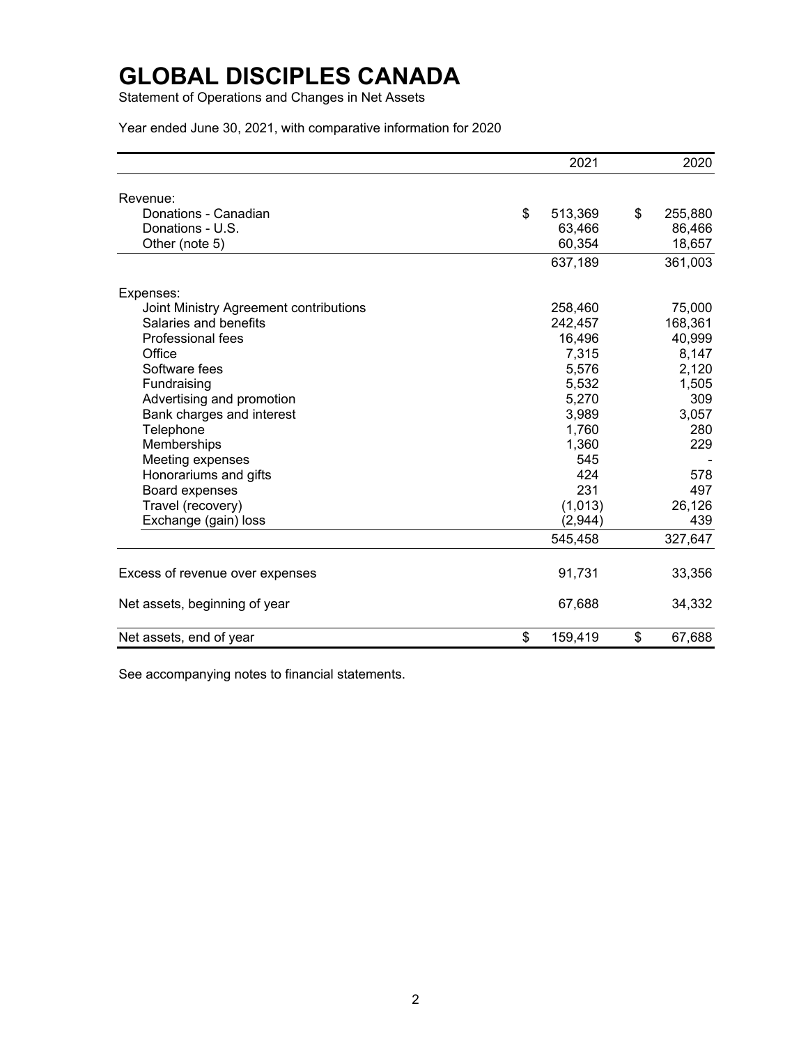# GLOBAL DISCIPLES CANADA

Statement of Operations and Changes in Net Assets

Year ended June 30, 2021, with comparative information for 2020

| | 2021 | 2020 |
|---|---|---|
| Revenue: | | |
| Donations - Canadian | $ 513,369 | $ 255,880 |
| Donations - U.S. | 63,466 | 86,466 |
| Other (note 5) | 60,354 | 18,657 |
| | 637,189 | 361,003 |
| Expenses: | | |
| Joint Ministry Agreement contributions | 258,460 | 75,000 |
| Salaries and benefits | 242,457 | 168,361 |
| Professional fees | 16,496 | 40,999 |
| Office | 7,315 | 8,147 |
| Software fees | 5,576 | 2,120 |
| Fundraising | 5,532 | 1,505 |
| Advertising and promotion | 5,270 | 309 |
| Bank charges and interest | 3,989 | 3,057 |
| Telephone | 1,760 | 280 |
| Memberships | 1,360 | 229 |
| Meeting expenses | 545 | - |
| Honorariums and gifts | 424 | 578 |
| Board expenses | 231 | 497 |
| Travel (recovery) | (1,013) | 26,126 |
| Exchange (gain) loss | (2,944) | 439 |
| | 545,458 | 327,647 |
| Excess of revenue over expenses | 91,731 | 33,356 |
| Net assets, beginning of year | 67,688 | 34,332 |
| Net assets, end of year | $ 159,419 | $ 67,688 |

See accompanying notes to financial statements.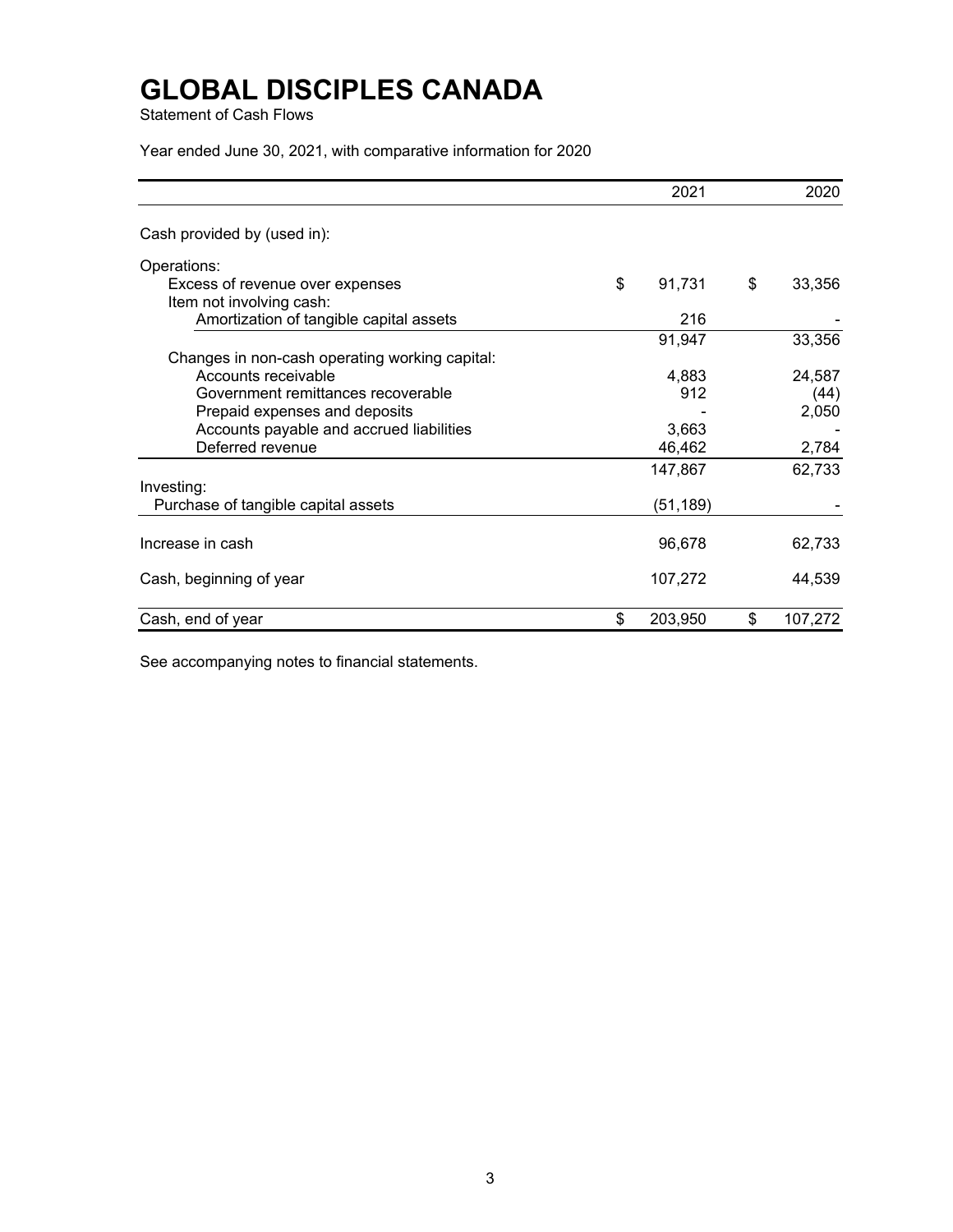# GLOBAL DISCIPLES CANADA

Statement of Cash Flows

Year ended June 30, 2021, with comparative information for 2020

| | 2021 | 2020 |
|---|---|---|
| Cash provided by (used in): | | |
| Operations: | | |
| Excess of revenue over expenses | $ 91,731 | $ 33,356 |
| Item not involving cash: | | |
| Amortization of tangible capital assets | 216 | - |
| | 91,947 | 33,356 |
| Changes in non-cash operating working capital: | | |
| Accounts receivable | 4,883 | 24,587 |
| Government remittances recoverable | 912 | (44) |
| Prepaid expenses and deposits | - | 2,050 |
| Accounts payable and accrued liabilities | 3,663 | - |
| Deferred revenue | 46,462 | 2,784 |
| | 147,867 | 62,733 |
| Investing: | | |
| Purchase of tangible capital assets | (51,189) | - |
| Increase in cash | 96,678 | 62,733 |
| Cash, beginning of year | 107,272 | 44,539 |
| Cash, end of year | $ 203,950 | $ 107,272 |

See accompanying notes to financial statements.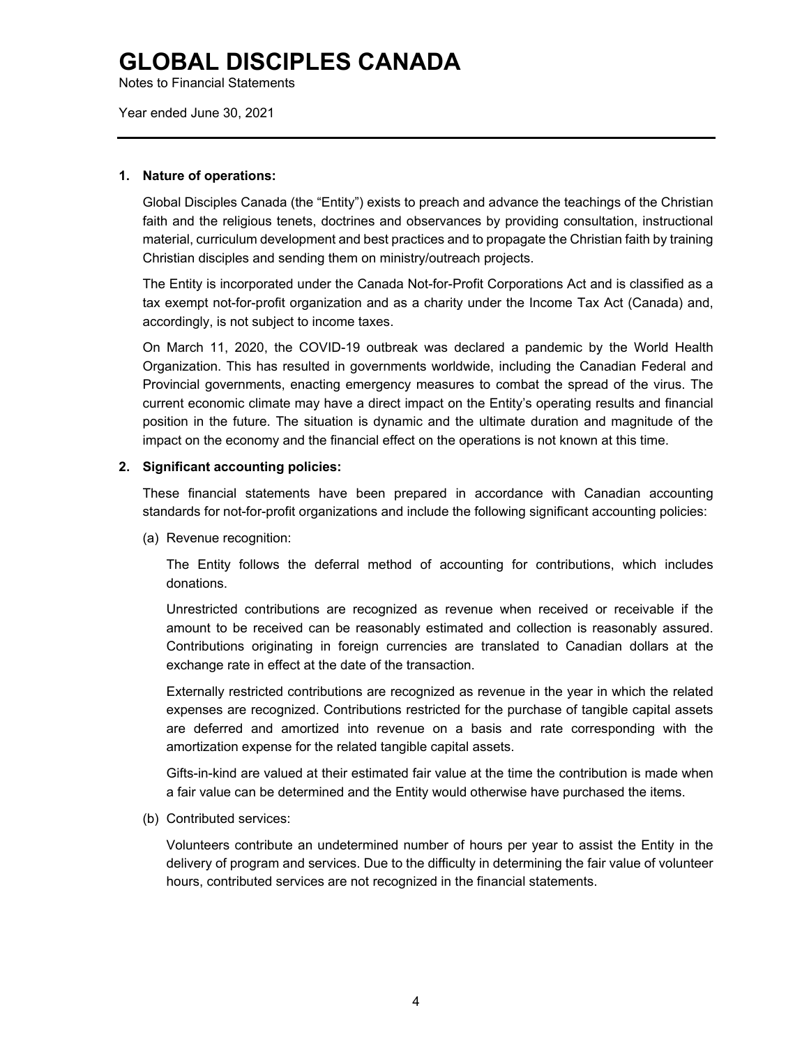# GLOBAL DISCIPLES CANADA

Notes to Financial Statements

Year ended June 30, 2021

**1. Nature of operations:**

Global Disciples Canada (the "Entity") exists to preach and advance the teachings of the Christian faith and the religious tenets, doctrines and observances by providing consultation, instructional material, curriculum development and best practices and to propagate the Christian faith by training Christian disciples and sending them on ministry/outreach projects.

The Entity is incorporated under the Canada Not-for-Profit Corporations Act and is classified as a tax exempt not-for-profit organization and as a charity under the Income Tax Act (Canada) and, accordingly, is not subject to income taxes.

On March 11, 2020, the COVID-19 outbreak was declared a pandemic by the World Health Organization. This has resulted in governments worldwide, including the Canadian Federal and Provincial governments, enacting emergency measures to combat the spread of the virus. The current economic climate may have a direct impact on the Entity's operating results and financial position in the future. The situation is dynamic and the ultimate duration and magnitude of the impact on the economy and the financial effect on the operations is not known at this time.

**2. Significant accounting policies:**

These financial statements have been prepared in accordance with Canadian accounting standards for not-for-profit organizations and include the following significant accounting policies:

(a) Revenue recognition:

The Entity follows the deferral method of accounting for contributions, which includes donations.

Unrestricted contributions are recognized as revenue when received or receivable if the amount to be received can be reasonably estimated and collection is reasonably assured. Contributions originating in foreign currencies are translated to Canadian dollars at the exchange rate in effect at the date of the transaction.

Externally restricted contributions are recognized as revenue in the year in which the related expenses are recognized. Contributions restricted for the purchase of tangible capital assets are deferred and amortized into revenue on a basis and rate corresponding with the amortization expense for the related tangible capital assets.

Gifts-in-kind are valued at their estimated fair value at the time the contribution is made when a fair value can be determined and the Entity would otherwise have purchased the items.

(b) Contributed services:

Volunteers contribute an undetermined number of hours per year to assist the Entity in the delivery of program and services. Due to the difficulty in determining the fair value of volunteer hours, contributed services are not recognized in the financial statements.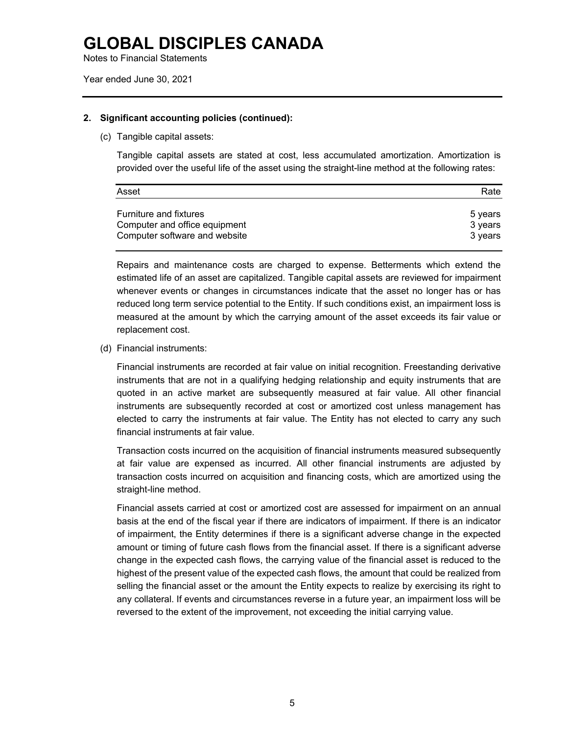# GLOBAL DISCIPLES CANADA

Notes to Financial Statements

Year ended June 30, 2021

## 2. Significant accounting policies (continued):

(c) Tangible capital assets:

Tangible capital assets are stated at cost, less accumulated amortization. Amortization is provided over the useful life of the asset using the straight-line method at the following rates:

| Asset | Rate |
|---|---|
| Furniture and fixtures | 5 years |
| Computer and office equipment | 3 years |
| Computer software and website | 3 years |

Repairs and maintenance costs are charged to expense. Betterments which extend the estimated life of an asset are capitalized. Tangible capital assets are reviewed for impairment whenever events or changes in circumstances indicate that the asset no longer has or has reduced long term service potential to the Entity. If such conditions exist, an impairment loss is measured at the amount by which the carrying amount of the asset exceeds its fair value or replacement cost.

(d) Financial instruments:

Financial instruments are recorded at fair value on initial recognition. Freestanding derivative instruments that are not in a qualifying hedging relationship and equity instruments that are quoted in an active market are subsequently measured at fair value. All other financial instruments are subsequently recorded at cost or amortized cost unless management has elected to carry the instruments at fair value. The Entity has not elected to carry any such financial instruments at fair value.

Transaction costs incurred on the acquisition of financial instruments measured subsequently at fair value are expensed as incurred. All other financial instruments are adjusted by transaction costs incurred on acquisition and financing costs, which are amortized using the straight-line method.

Financial assets carried at cost or amortized cost are assessed for impairment on an annual basis at the end of the fiscal year if there are indicators of impairment. If there is an indicator of impairment, the Entity determines if there is a significant adverse change in the expected amount or timing of future cash flows from the financial asset. If there is a significant adverse change in the expected cash flows, the carrying value of the financial asset is reduced to the highest of the present value of the expected cash flows, the amount that could be realized from selling the financial asset or the amount the Entity expects to realize by exercising its right to any collateral. If events and circumstances reverse in a future year, an impairment loss will be reversed to the extent of the improvement, not exceeding the initial carrying value.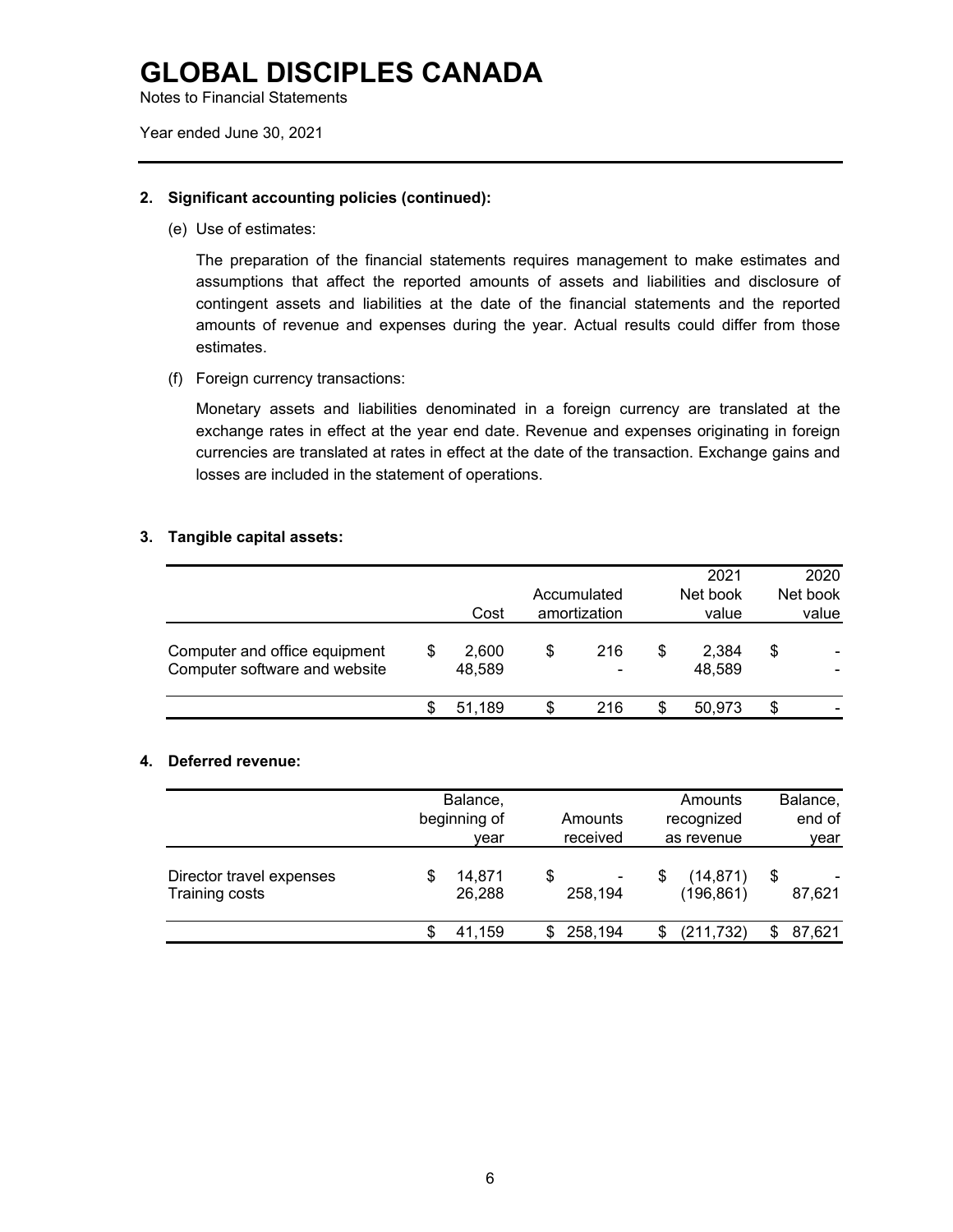# GLOBAL DISCIPLES CANADA

Notes to Financial Statements

Year ended June 30, 2021

**2. Significant accounting policies (continued):**

(e) Use of estimates:

The preparation of the financial statements requires management to make estimates and assumptions that affect the reported amounts of assets and liabilities and disclosure of contingent assets and liabilities at the date of the financial statements and the reported amounts of revenue and expenses during the year. Actual results could differ from those estimates.

(f) Foreign currency transactions:

Monetary assets and liabilities denominated in a foreign currency are translated at the exchange rates in effect at the year end date. Revenue and expenses originating in foreign currencies are translated at rates in effect at the date of the transaction. Exchange gains and losses are included in the statement of operations.

**3. Tangible capital assets:**

| | Cost | Accumulated amortization | 2021 Net book value | 2020 Net book value |
|---|---|---|---|---|
| Computer and office equipment | $ 2,600 | $ 216 | $ 2,384 | $ - |
| Computer software and website | 48,589 | - | 48,589 | - |
| | $ 51,189 | $ 216 | $ 50,973 | $ - |

**4. Deferred revenue:**

| | Balance, beginning of year | Amounts received | Amounts recognized as revenue | Balance, end of year |
|---|---|---|---|---|
| Director travel expenses | $ 14,871 | $ - | $ (14,871) | $ - |
| Training costs | 26,288 | 258,194 | (196,861) | 87,621 |
| | $ 41,159 | $ 258,194 | $ (211,732) | $ 87,621 |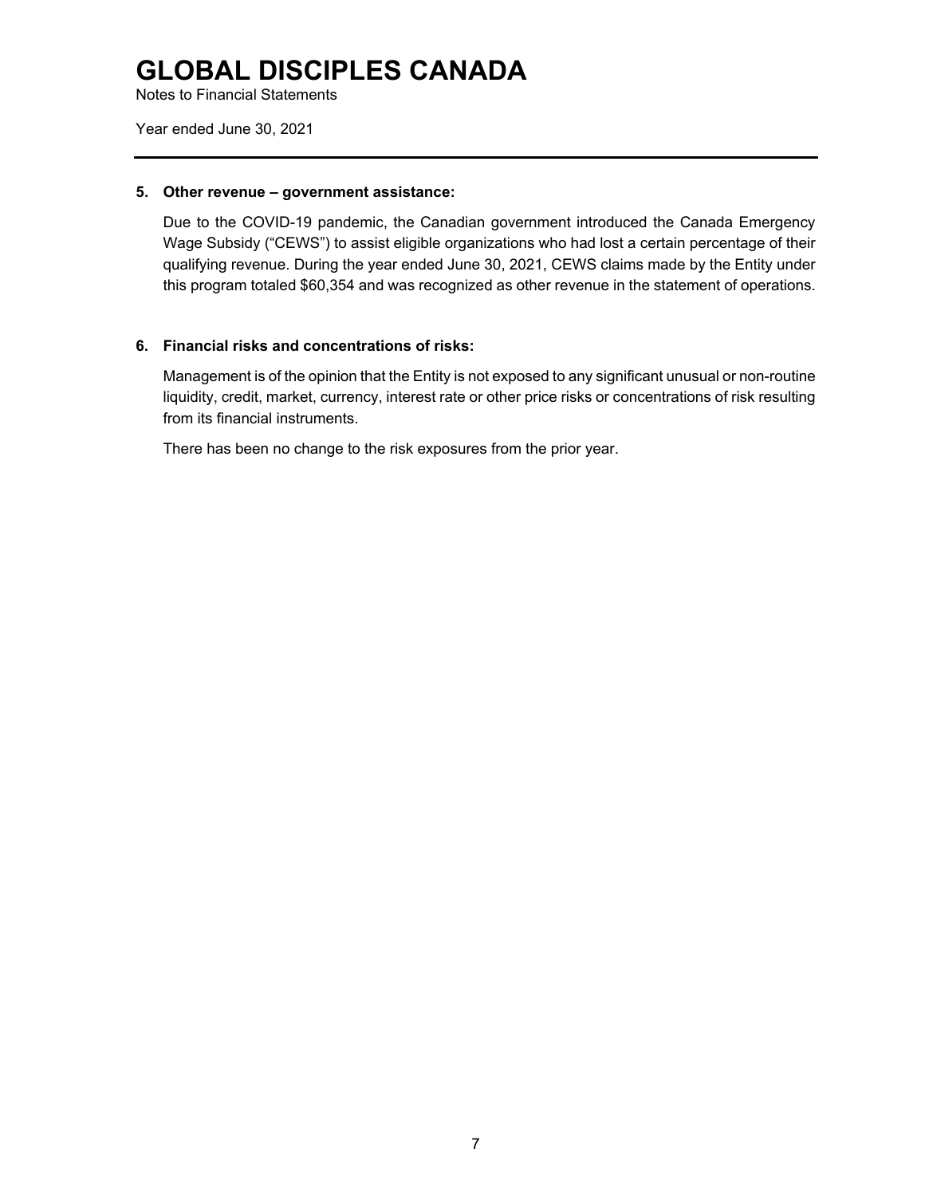# GLOBAL DISCIPLES CANADA

Notes to Financial Statements

Year ended June 30, 2021

---

**5. Other revenue – government assistance:**

Due to the COVID-19 pandemic, the Canadian government introduced the Canada Emergency Wage Subsidy ("CEWS") to assist eligible organizations who had lost a certain percentage of their qualifying revenue. During the year ended June 30, 2021, CEWS claims made by the Entity under this program totaled $60,354 and was recognized as other revenue in the statement of operations.

**6. Financial risks and concentrations of risks:**

Management is of the opinion that the Entity is not exposed to any significant unusual or non-routine liquidity, credit, market, currency, interest rate or other price risks or concentrations of risk resulting from its financial instruments.

There has been no change to the risk exposures from the prior year.